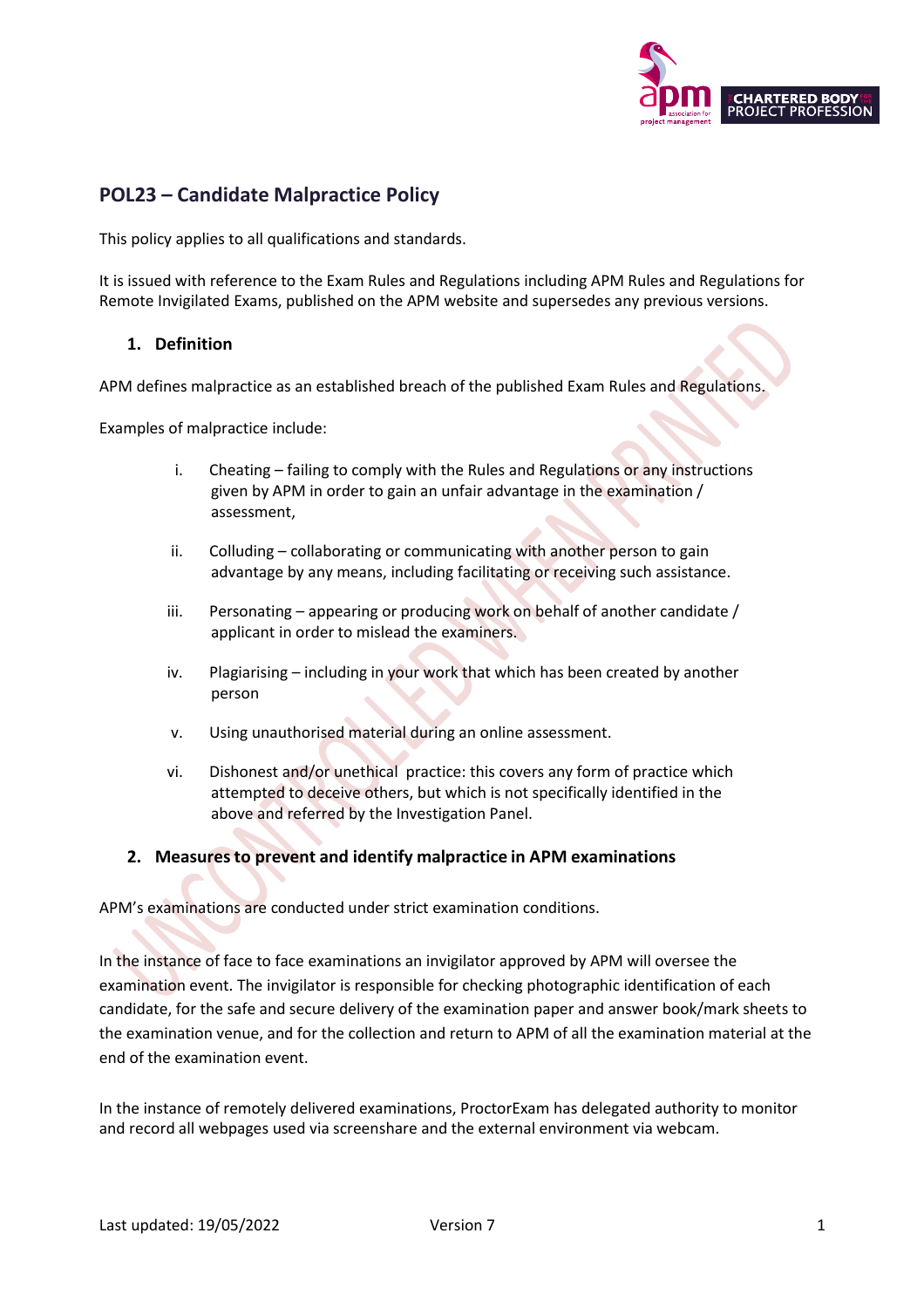## POL23 – Candidate Malpractice Policy

This policy applies to all qualifications and standards.

It is issued with reference to the Exam Rules and Regulations including APM Rules and Regulations for Remote Invigilated Exams, published on the APM website and supersedes any previous versions.

### 1. Definition

APM defines malpractice as an established breach of the published Exam Rules and Regulations.

Examples of malpractice include:

i. Cheating – failing to comply with the Rules and Regulations or any instructions given by APM in order to gain an unfair advantage in the examination / assessment,

ii. Colluding – collaborating or communicating with another person to gain advantage by any means, including facilitating or receiving such assistance.

iii. Personating – appearing or producing work on behalf of another candidate / applicant in order to mislead the examiners.

iv. Plagiarising – including in your work that which has been created by another person

v. Using unauthorised material during an online assessment.

vi. Dishonest and/or unethical practice: this covers any form of practice which attempted to deceive others, but which is not specifically identified in the above and referred by the Investigation Panel.

### 2. Measures to prevent and identify malpractice in APM examinations

APM's examinations are conducted under strict examination conditions.

In the instance of face to face examinations an invigilator approved by APM will oversee the examination event. The invigilator is responsible for checking photographic identification of each candidate, for the safe and secure delivery of the examination paper and answer book/mark sheets to the examination venue, and for the collection and return to APM of all the examination material at the end of the examination event.

In the instance of remotely delivered examinations, ProctorExam has delegated authority to monitor and record all webpages used via screenshare and the external environment via webcam.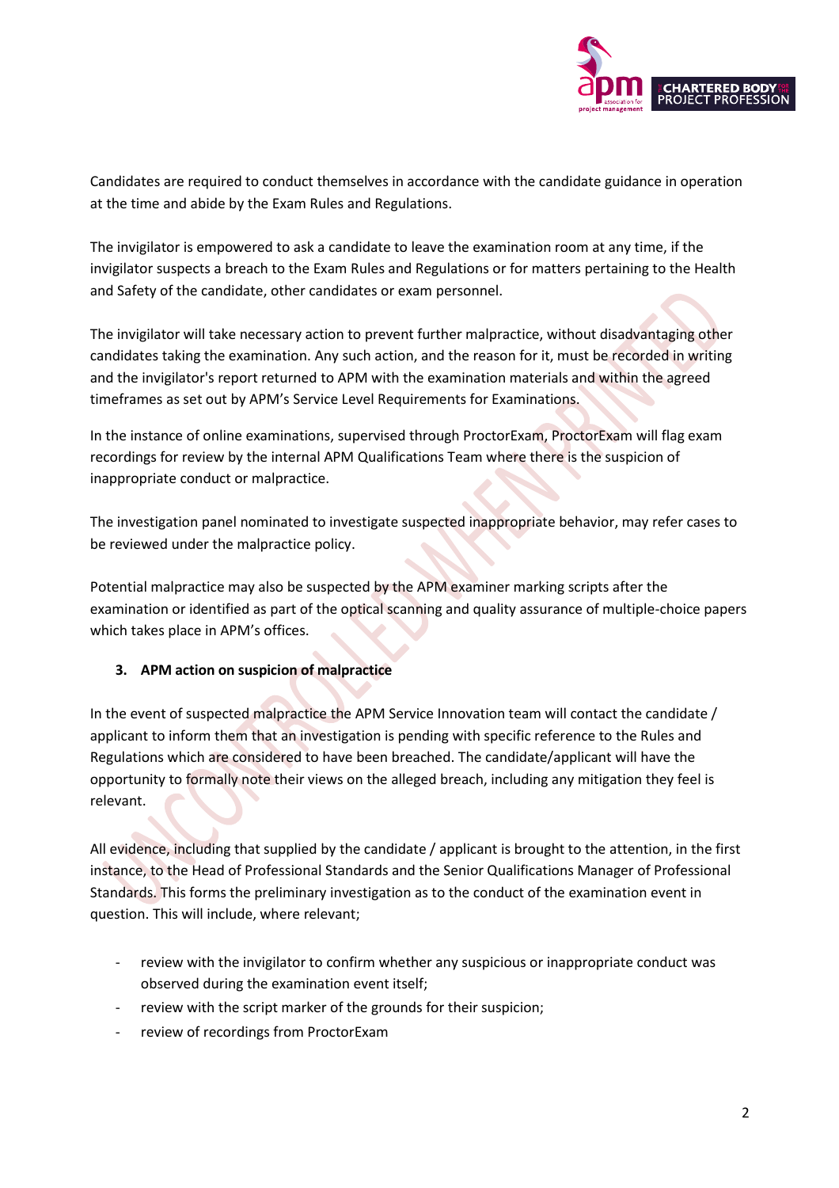Candidates are required to conduct themselves in accordance with the candidate guidance in operation at the time and abide by the Exam Rules and Regulations.

The invigilator is empowered to ask a candidate to leave the examination room at any time, if the invigilator suspects a breach to the Exam Rules and Regulations or for matters pertaining to the Health and Safety of the candidate, other candidates or exam personnel.

The invigilator will take necessary action to prevent further malpractice, without disadvantaging other candidates taking the examination. Any such action, and the reason for it, must be recorded in writing and the invigilator's report returned to APM with the examination materials and within the agreed timeframes as set out by APM's Service Level Requirements for Examinations.

In the instance of online examinations, supervised through ProctorExam, ProctorExam will flag exam recordings for review by the internal APM Qualifications Team where there is the suspicion of inappropriate conduct or malpractice.

The investigation panel nominated to investigate suspected inappropriate behavior, may refer cases to be reviewed under the malpractice policy.

Potential malpractice may also be suspected by the APM examiner marking scripts after the examination or identified as part of the optical scanning and quality assurance of multiple-choice papers which takes place in APM's offices.

## 3. APM action on suspicion of malpractice

In the event of suspected malpractice the APM Service Innovation team will contact the candidate / applicant to inform them that an investigation is pending with specific reference to the Rules and Regulations which are considered to have been breached. The candidate/applicant will have the opportunity to formally note their views on the alleged breach, including any mitigation they feel is relevant.

All evidence, including that supplied by the candidate / applicant is brought to the attention, in the first instance, to the Head of Professional Standards and the Senior Qualifications Manager of Professional Standards. This forms the preliminary investigation as to the conduct of the examination event in question. This will include, where relevant;

- review with the invigilator to confirm whether any suspicious or inappropriate conduct was observed during the examination event itself;
- review with the script marker of the grounds for their suspicion;
- review of recordings from ProctorExam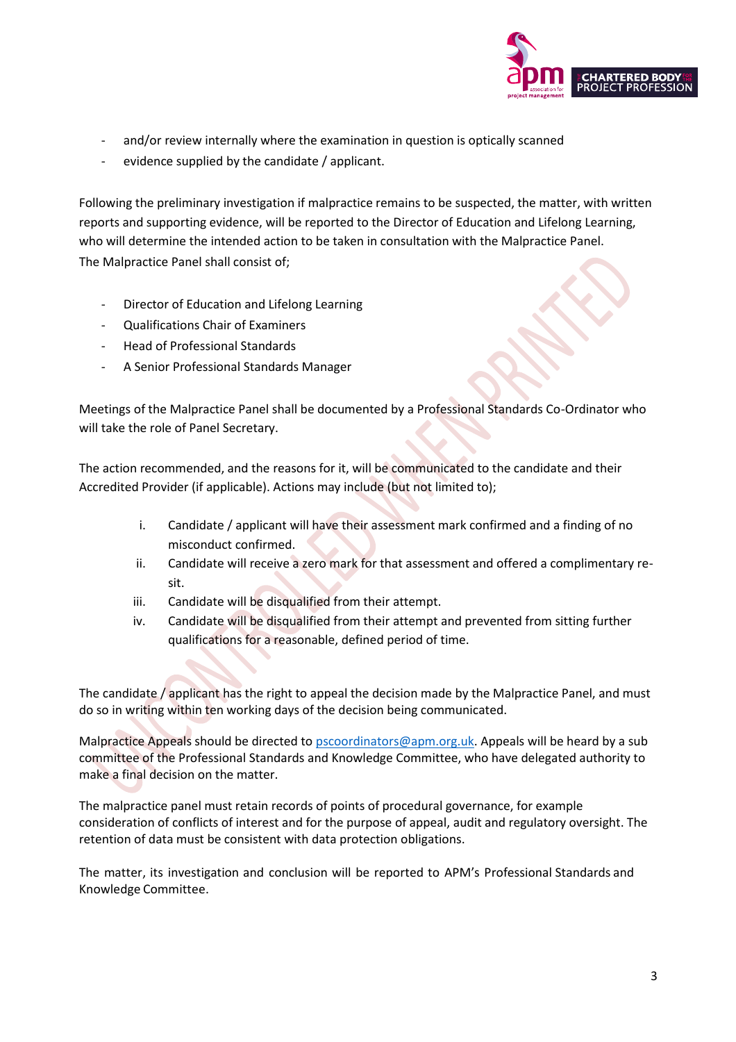- and/or review internally where the examination in question is optically scanned
- evidence supplied by the candidate / applicant.

Following the preliminary investigation if malpractice remains to be suspected, the matter, with written reports and supporting evidence, will be reported to the Director of Education and Lifelong Learning, who will determine the intended action to be taken in consultation with the Malpractice Panel. The Malpractice Panel shall consist of;

- Director of Education and Lifelong Learning
- Qualifications Chair of Examiners
- Head of Professional Standards
- A Senior Professional Standards Manager

Meetings of the Malpractice Panel shall be documented by a Professional Standards Co-Ordinator who will take the role of Panel Secretary.

The action recommended, and the reasons for it, will be communicated to the candidate and their Accredited Provider (if applicable). Actions may include (but not limited to);

i. Candidate / applicant will have their assessment mark confirmed and a finding of no misconduct confirmed.
ii. Candidate will receive a zero mark for that assessment and offered a complimentary re-sit.
iii. Candidate will be disqualified from their attempt.
iv. Candidate will be disqualified from their attempt and prevented from sitting further qualifications for a reasonable, defined period of time.

The candidate / applicant has the right to appeal the decision made by the Malpractice Panel, and must do so in writing within ten working days of the decision being communicated.

Malpractice Appeals should be directed to pscoordinators@apm.org.uk. Appeals will be heard by a sub committee of the Professional Standards and Knowledge Committee, who have delegated authority to make a final decision on the matter.

The malpractice panel must retain records of points of procedural governance, for example consideration of conflicts of interest and for the purpose of appeal, audit and regulatory oversight. The retention of data must be consistent with data protection obligations.

The matter, its investigation and conclusion will be reported to APM's Professional Standards and Knowledge Committee.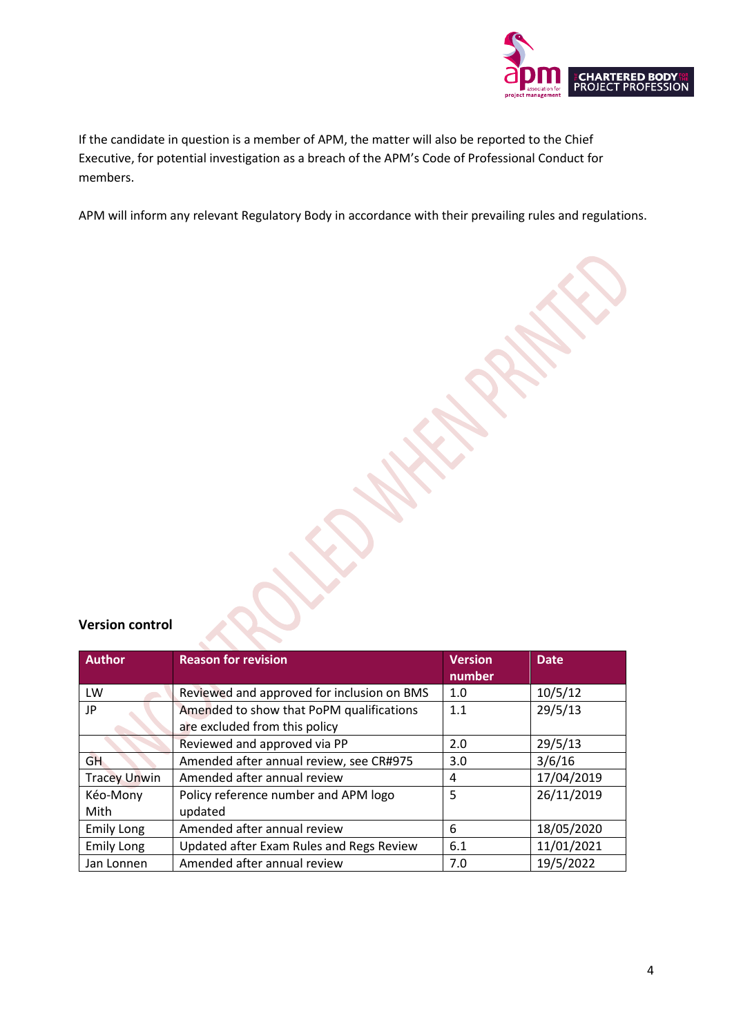If the candidate in question is a member of APM, the matter will also be reported to the Chief Executive, for potential investigation as a breach of the APM's Code of Professional Conduct for members.

APM will inform any relevant Regulatory Body in accordance with their prevailing rules and regulations.

**Version control**

| Author | Reason for revision | Version number | Date |
|---|---|---|---|
| LW | Reviewed and approved for inclusion on BMS | 1.0 | 10/5/12 |
| JP | Amended to show that PoPM qualifications are excluded from this policy | 1.1 | 29/5/13 |
| | Reviewed and approved via PP | 2.0 | 29/5/13 |
| GH | Amended after annual review, see CR#975 | 3.0 | 3/6/16 |
| Tracey Unwin | Amended after annual review | 4 | 17/04/2019 |
| Kéo-Mony Mith | Policy reference number and APM logo updated | 5 | 26/11/2019 |
| Emily Long | Amended after annual review | 6 | 18/05/2020 |
| Emily Long | Updated after Exam Rules and Regs Review | 6.1 | 11/01/2021 |
| Jan Lonnen | Amended after annual review | 7.0 | 19/5/2022 |